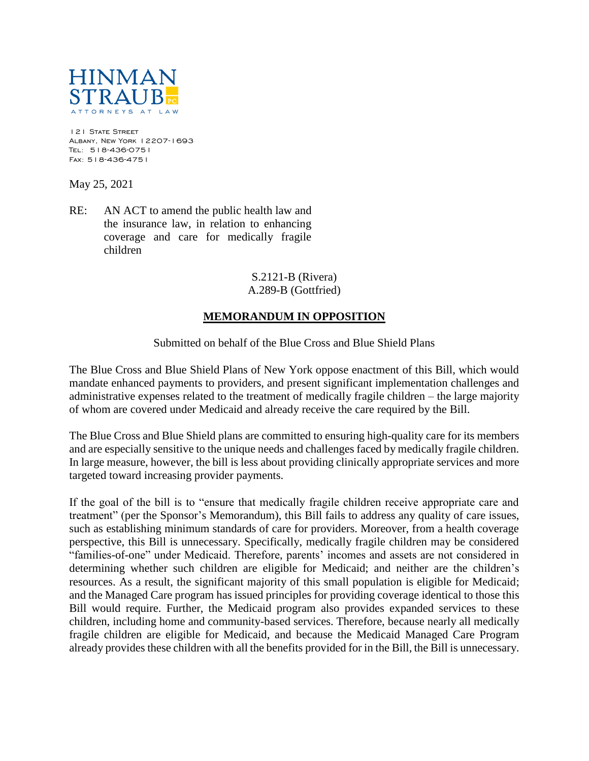HINMAN STRAUB PC

ATTORNEYS AT LAW

121 State Street
Albany, New York 12207-1693
Tel: 518-436-0751
Fax: 518-436-4751

May 25, 2021

RE: AN ACT to amend the public health law and the insurance law, in relation to enhancing coverage and care for medically fragile children

S.2121-B (Rivera)
A.289-B (Gottfried)

**MEMORANDUM IN OPPOSITION**

Submitted on behalf of the Blue Cross and Blue Shield Plans

The Blue Cross and Blue Shield Plans of New York oppose enactment of this Bill, which would mandate enhanced payments to providers, and present significant implementation challenges and administrative expenses related to the treatment of medically fragile children – the large majority of whom are covered under Medicaid and already receive the care required by the Bill.

The Blue Cross and Blue Shield plans are committed to ensuring high-quality care for its members and are especially sensitive to the unique needs and challenges faced by medically fragile children. In large measure, however, the bill is less about providing clinically appropriate services and more targeted toward increasing provider payments.

If the goal of the bill is to "ensure that medically fragile children receive appropriate care and treatment" (per the Sponsor's Memorandum), this Bill fails to address any quality of care issues, such as establishing minimum standards of care for providers. Moreover, from a health coverage perspective, this Bill is unnecessary. Specifically, medically fragile children may be considered "families-of-one" under Medicaid. Therefore, parents' incomes and assets are not considered in determining whether such children are eligible for Medicaid; and neither are the children's resources. As a result, the significant majority of this small population is eligible for Medicaid; and the Managed Care program has issued principles for providing coverage identical to those this Bill would require. Further, the Medicaid program also provides expanded services to these children, including home and community-based services. Therefore, because nearly all medically fragile children are eligible for Medicaid, and because the Medicaid Managed Care Program already provides these children with all the benefits provided for in the Bill, the Bill is unnecessary.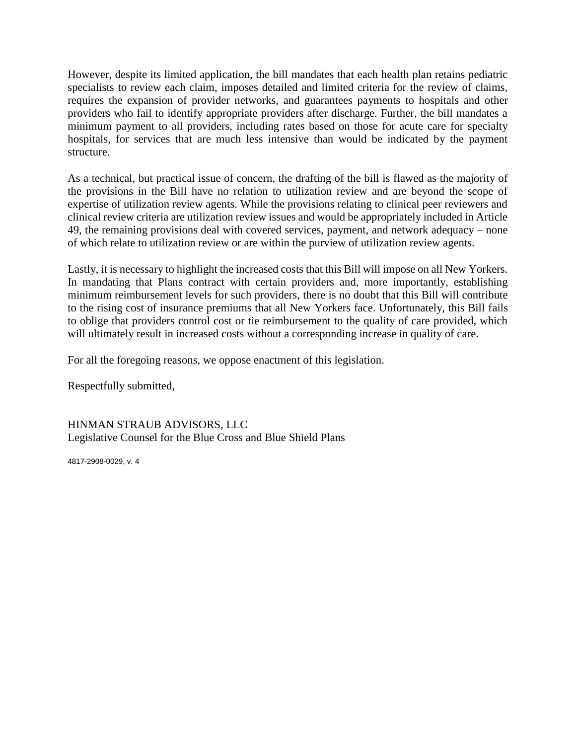However, despite its limited application, the bill mandates that each health plan retains pediatric specialists to review each claim, imposes detailed and limited criteria for the review of claims, requires the expansion of provider networks, and guarantees payments to hospitals and other providers who fail to identify appropriate providers after discharge. Further, the bill mandates a minimum payment to all providers, including rates based on those for acute care for specialty hospitals, for services that are much less intensive than would be indicated by the payment structure.

As a technical, but practical issue of concern, the drafting of the bill is flawed as the majority of the provisions in the Bill have no relation to utilization review and are beyond the scope of expertise of utilization review agents. While the provisions relating to clinical peer reviewers and clinical review criteria are utilization review issues and would be appropriately included in Article 49, the remaining provisions deal with covered services, payment, and network adequacy – none of which relate to utilization review or are within the purview of utilization review agents.

Lastly, it is necessary to highlight the increased costs that this Bill will impose on all New Yorkers. In mandating that Plans contract with certain providers and, more importantly, establishing minimum reimbursement levels for such providers, there is no doubt that this Bill will contribute to the rising cost of insurance premiums that all New Yorkers face. Unfortunately, this Bill fails to oblige that providers control cost or tie reimbursement to the quality of care provided, which will ultimately result in increased costs without a corresponding increase in quality of care.

For all the foregoing reasons, we oppose enactment of this legislation.

Respectfully submitted,

HINMAN STRAUB ADVISORS, LLC
Legislative Counsel for the Blue Cross and Blue Shield Plans

4817-2908-0029, v. 4